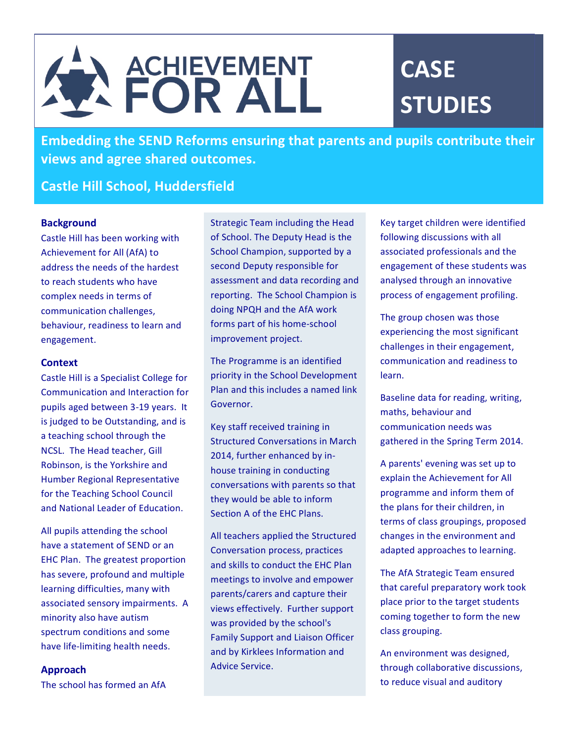# ACHIEVEMENT FOR ALL

# CASE STUDIES

## Embedding the SEND Reforms ensuring that parents and pupils contribute their views and agree shared outcomes.

## Castle Hill School, Huddersfield

### Background

Castle Hill has been working with Achievement for All (AfA) to address the needs of the hardest to reach students who have complex needs in terms of communication challenges, behaviour, readiness to learn and engagement.

### Context

Castle Hill is a Specialist College for Communication and Interaction for pupils aged between 3-19 years. It is judged to be Outstanding, and is a teaching school through the NCSL. The Head teacher, Gill Robinson, is the Yorkshire and Humber Regional Representative for the Teaching School Council and National Leader of Education.

All pupils attending the school have a statement of SEND or an EHC Plan. The greatest proportion has severe, profound and multiple learning difficulties, many with associated sensory impairments. A minority also have autism spectrum conditions and some have life-limiting health needs.

### Approach

The school has formed an AfA Strategic Team including the Head of School. The Deputy Head is the School Champion, supported by a second Deputy responsible for assessment and data recording and reporting. The School Champion is doing NPQH and the AfA work forms part of his home-school improvement project.

The Programme is an identified priority in the School Development Plan and this includes a named link Governor.

Key staff received training in Structured Conversations in March 2014, further enhanced by in-house training in conducting conversations with parents so that they would be able to inform Section A of the EHC Plans.

All teachers applied the Structured Conversation process, practices and skills to conduct the EHC Plan meetings to involve and empower parents/carers and capture their views effectively. Further support was provided by the school's Family Support and Liaison Officer and by Kirklees Information and Advice Service.

Key target children were identified following discussions with all associated professionals and the engagement of these students was analysed through an innovative process of engagement profiling.

The group chosen was those experiencing the most significant challenges in their engagement, communication and readiness to learn.

Baseline data for reading, writing, maths, behaviour and communication needs was gathered in the Spring Term 2014.

A parents' evening was set up to explain the Achievement for All programme and inform them of the plans for their children, in terms of class groupings, proposed changes in the environment and adapted approaches to learning.

The AfA Strategic Team ensured that careful preparatory work took place prior to the target students coming together to form the new class grouping.

An environment was designed, through collaborative discussions, to reduce visual and auditory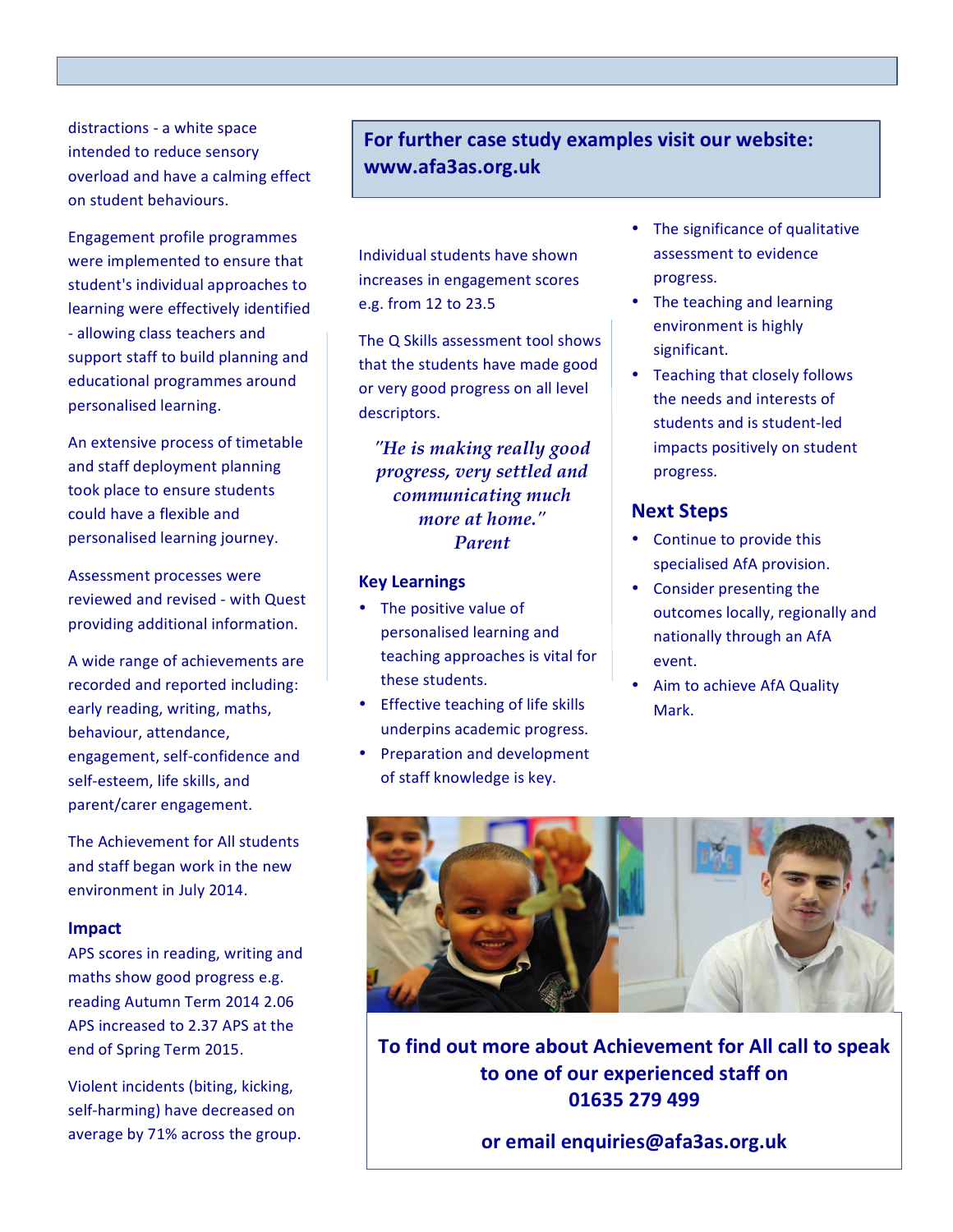distractions - a white space intended to reduce sensory overload and have a calming effect on student behaviours.

Engagement profile programmes were implemented to ensure that student's individual approaches to learning were effectively identified - allowing class teachers and support staff to build planning and educational programmes around personalised learning.

An extensive process of timetable and staff deployment planning took place to ensure students could have a flexible and personalised learning journey.

Assessment processes were reviewed and revised - with Quest providing additional information.

A wide range of achievements are recorded and reported including: early reading, writing, maths, behaviour, attendance, engagement, self-confidence and self-esteem, life skills, and parent/carer engagement.

The Achievement for All students and staff began work in the new environment in July 2014.

### Impact

APS scores in reading, writing and maths show good progress e.g. reading Autumn Term 2014 2.06 APS increased to 2.37 APS at the end of Spring Term 2015.

Violent incidents (biting, kicking, self-harming) have decreased on average by 71% across the group.

**For further case study examples visit our website: www.afa3as.org.uk**

Individual students have shown increases in engagement scores e.g. from 12 to 23.5

The Q Skills assessment tool shows that the students have made good or very good progress on all level descriptors.

> *"He is making really good progress, very settled and communicating much more at home."*
> *Parent*

### Key Learnings

- The positive value of personalised learning and teaching approaches is vital for these students.
- Effective teaching of life skills underpins academic progress.
- Preparation and development of staff knowledge is key.
- The significance of qualitative assessment to evidence progress.
- The teaching and learning environment is highly significant.
- Teaching that closely follows the needs and interests of students and is student-led impacts positively on student progress.

## Next Steps

- Continue to provide this specialised AfA provision.
- Consider presenting the outcomes locally, regionally and nationally through an AfA event.
- Aim to achieve AfA Quality Mark.

**To find out more about Achievement for All call to speak to one of our experienced staff on 01635 279 499**

**or email enquiries@afa3as.org.uk**